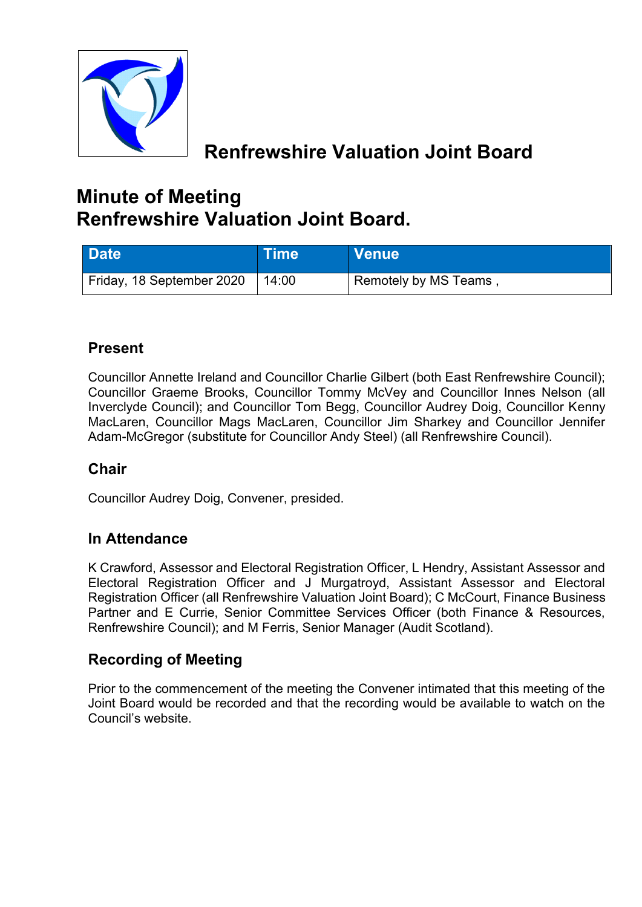# Renfrewshire Valuation Joint Board

# Minute of Meeting
# Renfrewshire Valuation Joint Board.

| Date | Time | Venue |
|---|---|---|
| Friday, 18 September 2020 | 14:00 | Remotely by MS Teams , |

## Present

Councillor Annette Ireland and Councillor Charlie Gilbert (both East Renfrewshire Council); Councillor Graeme Brooks, Councillor Tommy McVey and Councillor Innes Nelson (all Inverclyde Council); and Councillor Tom Begg, Councillor Audrey Doig, Councillor Kenny MacLaren, Councillor Mags MacLaren, Councillor Jim Sharkey and Councillor Jennifer Adam-McGregor (substitute for Councillor Andy Steel) (all Renfrewshire Council).

## Chair

Councillor Audrey Doig, Convener, presided.

## In Attendance

K Crawford, Assessor and Electoral Registration Officer, L Hendry, Assistant Assessor and Electoral Registration Officer and J Murgatroyd, Assistant Assessor and Electoral Registration Officer (all Renfrewshire Valuation Joint Board); C McCourt, Finance Business Partner and E Currie, Senior Committee Services Officer (both Finance & Resources, Renfrewshire Council); and M Ferris, Senior Manager (Audit Scotland).

## Recording of Meeting

Prior to the commencement of the meeting the Convener intimated that this meeting of the Joint Board would be recorded and that the recording would be available to watch on the Council's website.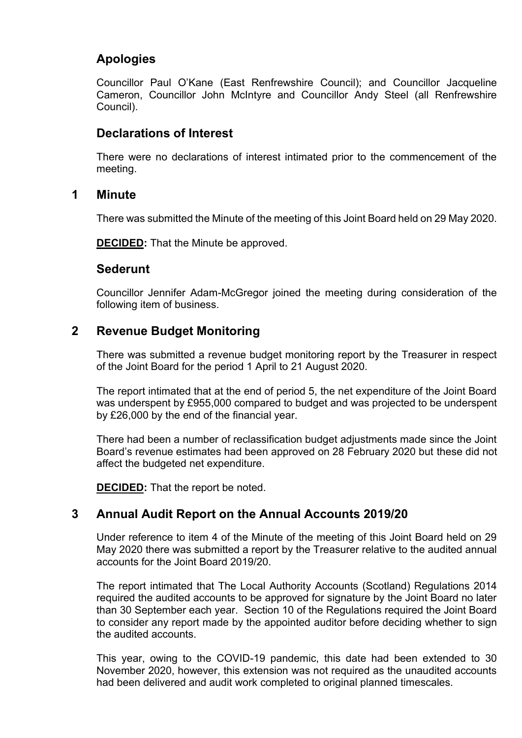## Apologies

Councillor Paul O'Kane (East Renfrewshire Council); and Councillor Jacqueline Cameron, Councillor John McIntyre and Councillor Andy Steel (all Renfrewshire Council).

## Declarations of Interest

There were no declarations of interest intimated prior to the commencement of the meeting.

## 1 Minute

There was submitted the Minute of the meeting of this Joint Board held on 29 May 2020.

**DECIDED:** That the Minute be approved.

## Sederunt

Councillor Jennifer Adam-McGregor joined the meeting during consideration of the following item of business.

## 2 Revenue Budget Monitoring

There was submitted a revenue budget monitoring report by the Treasurer in respect of the Joint Board for the period 1 April to 21 August 2020.

The report intimated that at the end of period 5, the net expenditure of the Joint Board was underspent by £955,000 compared to budget and was projected to be underspent by £26,000 by the end of the financial year.

There had been a number of reclassification budget adjustments made since the Joint Board's revenue estimates had been approved on 28 February 2020 but these did not affect the budgeted net expenditure.

**DECIDED:** That the report be noted.

## 3 Annual Audit Report on the Annual Accounts 2019/20

Under reference to item 4 of the Minute of the meeting of this Joint Board held on 29 May 2020 there was submitted a report by the Treasurer relative to the audited annual accounts for the Joint Board 2019/20.

The report intimated that The Local Authority Accounts (Scotland) Regulations 2014 required the audited accounts to be approved for signature by the Joint Board no later than 30 September each year. Section 10 of the Regulations required the Joint Board to consider any report made by the appointed auditor before deciding whether to sign the audited accounts.

This year, owing to the COVID-19 pandemic, this date had been extended to 30 November 2020, however, this extension was not required as the unaudited accounts had been delivered and audit work completed to original planned timescales.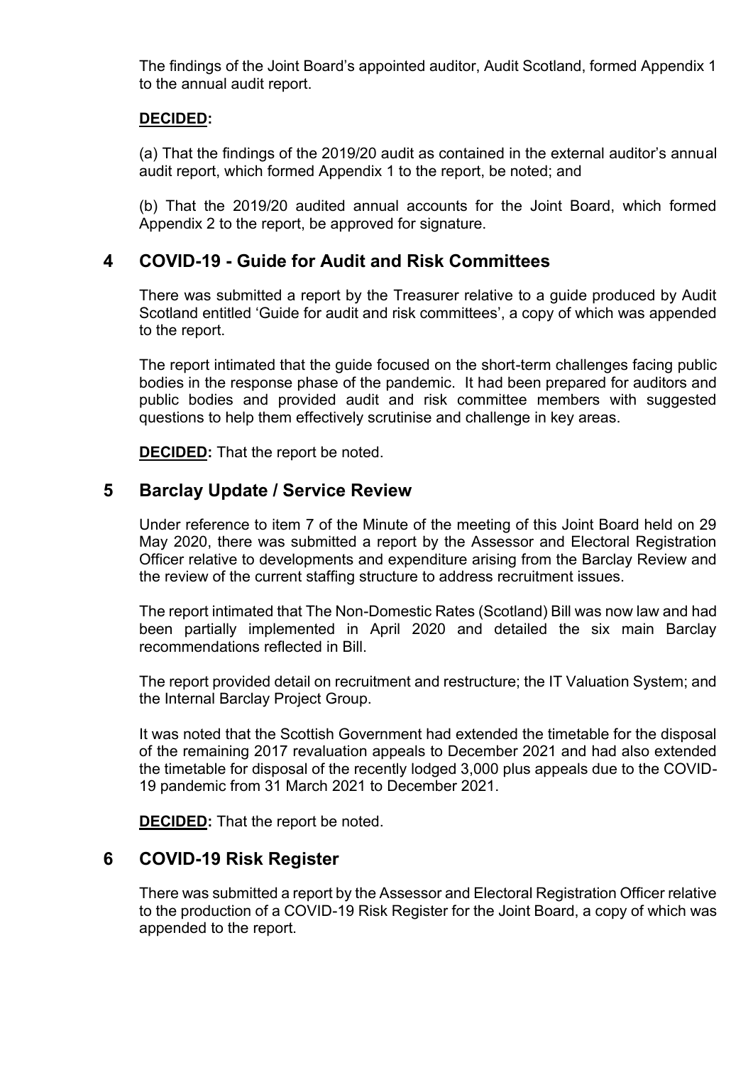The findings of the Joint Board's appointed auditor, Audit Scotland, formed Appendix 1 to the annual audit report.

**DECIDED:**

(a) That the findings of the 2019/20 audit as contained in the external auditor's annual audit report, which formed Appendix 1 to the report, be noted; and

(b) That the 2019/20 audited annual accounts for the Joint Board, which formed Appendix 2 to the report, be approved for signature.

## 4 COVID-19 - Guide for Audit and Risk Committees

There was submitted a report by the Treasurer relative to a guide produced by Audit Scotland entitled 'Guide for audit and risk committees', a copy of which was appended to the report.

The report intimated that the guide focused on the short-term challenges facing public bodies in the response phase of the pandemic. It had been prepared for auditors and public bodies and provided audit and risk committee members with suggested questions to help them effectively scrutinise and challenge in key areas.

**DECIDED:** That the report be noted.

## 5 Barclay Update / Service Review

Under reference to item 7 of the Minute of the meeting of this Joint Board held on 29 May 2020, there was submitted a report by the Assessor and Electoral Registration Officer relative to developments and expenditure arising from the Barclay Review and the review of the current staffing structure to address recruitment issues.

The report intimated that The Non-Domestic Rates (Scotland) Bill was now law and had been partially implemented in April 2020 and detailed the six main Barclay recommendations reflected in Bill.

The report provided detail on recruitment and restructure; the IT Valuation System; and the Internal Barclay Project Group.

It was noted that the Scottish Government had extended the timetable for the disposal of the remaining 2017 revaluation appeals to December 2021 and had also extended the timetable for disposal of the recently lodged 3,000 plus appeals due to the COVID-19 pandemic from 31 March 2021 to December 2021.

**DECIDED:** That the report be noted.

## 6 COVID-19 Risk Register

There was submitted a report by the Assessor and Electoral Registration Officer relative to the production of a COVID-19 Risk Register for the Joint Board, a copy of which was appended to the report.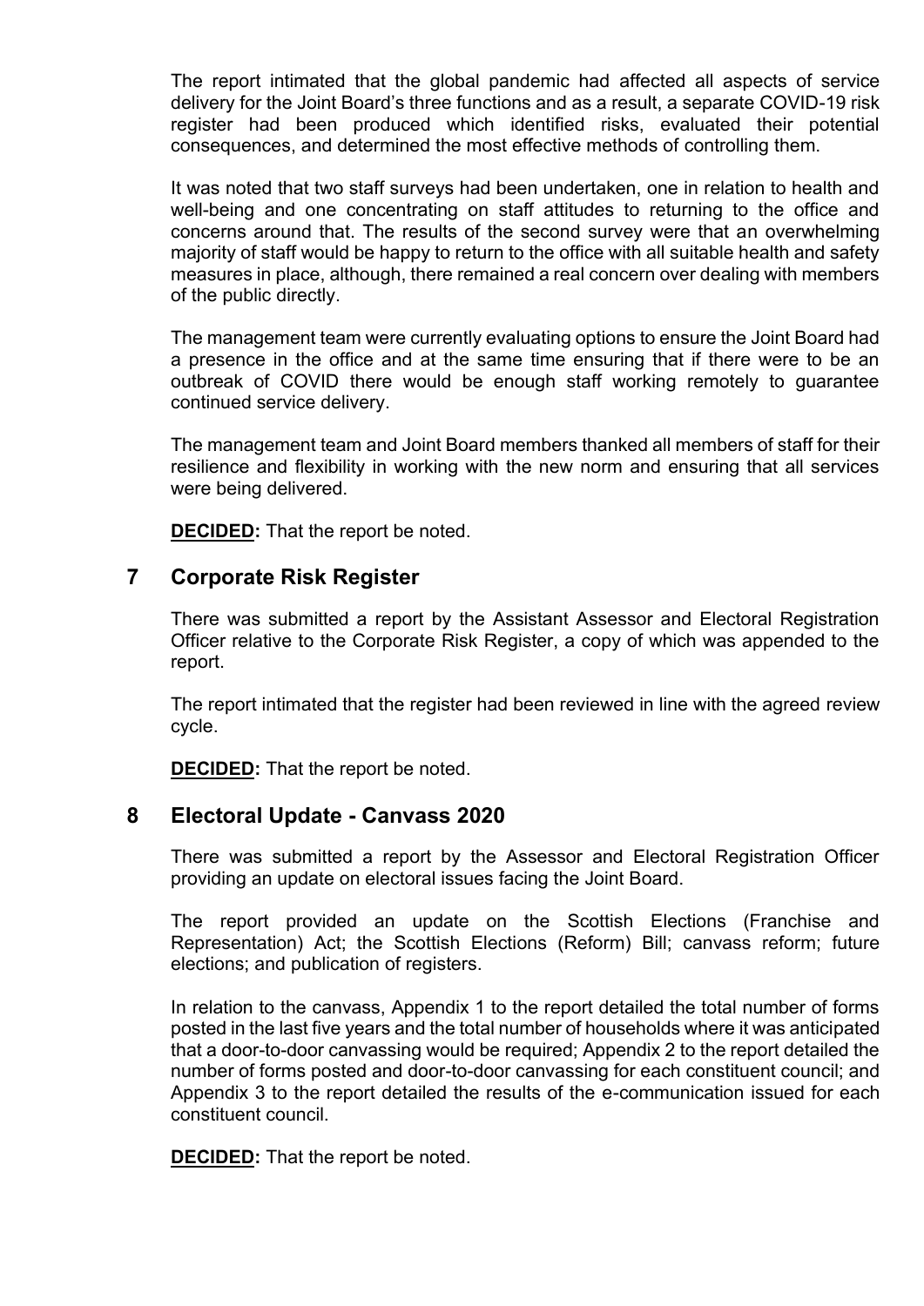The report intimated that the global pandemic had affected all aspects of service delivery for the Joint Board's three functions and as a result, a separate COVID-19 risk register had been produced which identified risks, evaluated their potential consequences, and determined the most effective methods of controlling them.

It was noted that two staff surveys had been undertaken, one in relation to health and well-being and one concentrating on staff attitudes to returning to the office and concerns around that. The results of the second survey were that an overwhelming majority of staff would be happy to return to the office with all suitable health and safety measures in place, although, there remained a real concern over dealing with members of the public directly.

The management team were currently evaluating options to ensure the Joint Board had a presence in the office and at the same time ensuring that if there were to be an outbreak of COVID there would be enough staff working remotely to guarantee continued service delivery.

The management team and Joint Board members thanked all members of staff for their resilience and flexibility in working with the new norm and ensuring that all services were being delivered.

**DECIDED:** That the report be noted.

## 7 Corporate Risk Register

There was submitted a report by the Assistant Assessor and Electoral Registration Officer relative to the Corporate Risk Register, a copy of which was appended to the report.

The report intimated that the register had been reviewed in line with the agreed review cycle.

**DECIDED:** That the report be noted.

## 8 Electoral Update - Canvass 2020

There was submitted a report by the Assessor and Electoral Registration Officer providing an update on electoral issues facing the Joint Board.

The report provided an update on the Scottish Elections (Franchise and Representation) Act; the Scottish Elections (Reform) Bill; canvass reform; future elections; and publication of registers.

In relation to the canvass, Appendix 1 to the report detailed the total number of forms posted in the last five years and the total number of households where it was anticipated that a door-to-door canvassing would be required; Appendix 2 to the report detailed the number of forms posted and door-to-door canvassing for each constituent council; and Appendix 3 to the report detailed the results of the e-communication issued for each constituent council.

**DECIDED:** That the report be noted.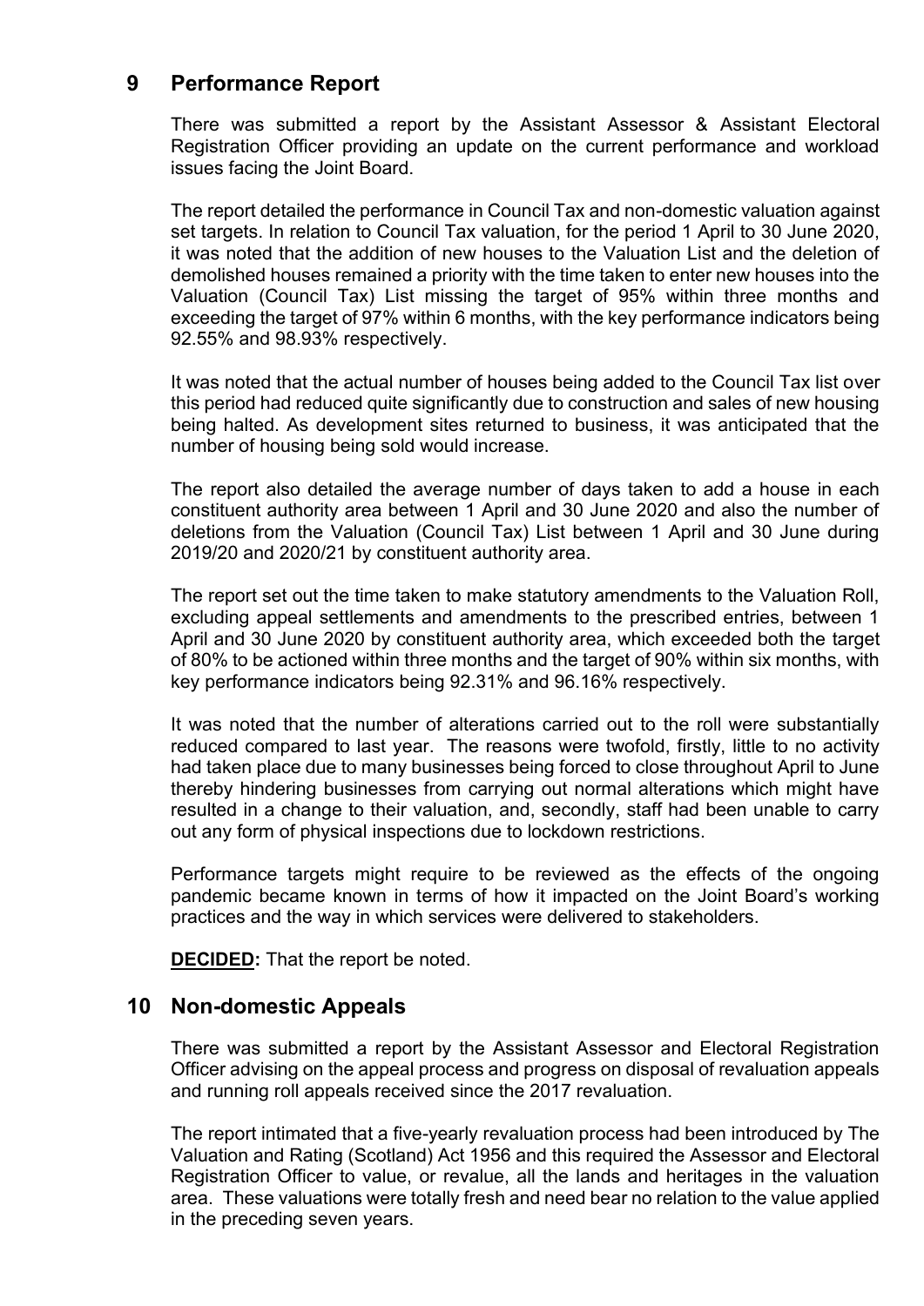## 9 Performance Report

There was submitted a report by the Assistant Assessor & Assistant Electoral Registration Officer providing an update on the current performance and workload issues facing the Joint Board.

The report detailed the performance in Council Tax and non-domestic valuation against set targets. In relation to Council Tax valuation, for the period 1 April to 30 June 2020, it was noted that the addition of new houses to the Valuation List and the deletion of demolished houses remained a priority with the time taken to enter new houses into the Valuation (Council Tax) List missing the target of 95% within three months and exceeding the target of 97% within 6 months, with the key performance indicators being 92.55% and 98.93% respectively.

It was noted that the actual number of houses being added to the Council Tax list over this period had reduced quite significantly due to construction and sales of new housing being halted. As development sites returned to business, it was anticipated that the number of housing being sold would increase.

The report also detailed the average number of days taken to add a house in each constituent authority area between 1 April and 30 June 2020 and also the number of deletions from the Valuation (Council Tax) List between 1 April and 30 June during 2019/20 and 2020/21 by constituent authority area.

The report set out the time taken to make statutory amendments to the Valuation Roll, excluding appeal settlements and amendments to the prescribed entries, between 1 April and 30 June 2020 by constituent authority area, which exceeded both the target of 80% to be actioned within three months and the target of 90% within six months, with key performance indicators being 92.31% and 96.16% respectively.

It was noted that the number of alterations carried out to the roll were substantially reduced compared to last year. The reasons were twofold, firstly, little to no activity had taken place due to many businesses being forced to close throughout April to June thereby hindering businesses from carrying out normal alterations which might have resulted in a change to their valuation, and, secondly, staff had been unable to carry out any form of physical inspections due to lockdown restrictions.

Performance targets might require to be reviewed as the effects of the ongoing pandemic became known in terms of how it impacted on the Joint Board's working practices and the way in which services were delivered to stakeholders.

**DECIDED:** That the report be noted.

## 10 Non-domestic Appeals

There was submitted a report by the Assistant Assessor and Electoral Registration Officer advising on the appeal process and progress on disposal of revaluation appeals and running roll appeals received since the 2017 revaluation.

The report intimated that a five-yearly revaluation process had been introduced by The Valuation and Rating (Scotland) Act 1956 and this required the Assessor and Electoral Registration Officer to value, or revalue, all the lands and heritages in the valuation area. These valuations were totally fresh and need bear no relation to the value applied in the preceding seven years.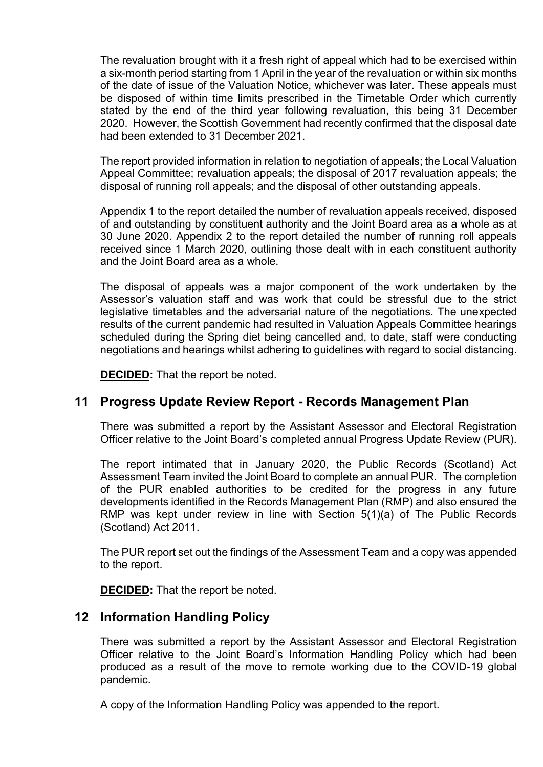The revaluation brought with it a fresh right of appeal which had to be exercised within a six-month period starting from 1 April in the year of the revaluation or within six months of the date of issue of the Valuation Notice, whichever was later. These appeals must be disposed of within time limits prescribed in the Timetable Order which currently stated by the end of the third year following revaluation, this being 31 December 2020. However, the Scottish Government had recently confirmed that the disposal date had been extended to 31 December 2021.

The report provided information in relation to negotiation of appeals; the Local Valuation Appeal Committee; revaluation appeals; the disposal of 2017 revaluation appeals; the disposal of running roll appeals; and the disposal of other outstanding appeals.

Appendix 1 to the report detailed the number of revaluation appeals received, disposed of and outstanding by constituent authority and the Joint Board area as a whole as at 30 June 2020. Appendix 2 to the report detailed the number of running roll appeals received since 1 March 2020, outlining those dealt with in each constituent authority and the Joint Board area as a whole.

The disposal of appeals was a major component of the work undertaken by the Assessor's valuation staff and was work that could be stressful due to the strict legislative timetables and the adversarial nature of the negotiations. The unexpected results of the current pandemic had resulted in Valuation Appeals Committee hearings scheduled during the Spring diet being cancelled and, to date, staff were conducting negotiations and hearings whilst adhering to guidelines with regard to social distancing.

**DECIDED:** That the report be noted.

## 11 Progress Update Review Report - Records Management Plan

There was submitted a report by the Assistant Assessor and Electoral Registration Officer relative to the Joint Board's completed annual Progress Update Review (PUR).

The report intimated that in January 2020, the Public Records (Scotland) Act Assessment Team invited the Joint Board to complete an annual PUR. The completion of the PUR enabled authorities to be credited for the progress in any future developments identified in the Records Management Plan (RMP) and also ensured the RMP was kept under review in line with Section 5(1)(a) of The Public Records (Scotland) Act 2011.

The PUR report set out the findings of the Assessment Team and a copy was appended to the report.

**DECIDED:** That the report be noted.

## 12 Information Handling Policy

There was submitted a report by the Assistant Assessor and Electoral Registration Officer relative to the Joint Board's Information Handling Policy which had been produced as a result of the move to remote working due to the COVID-19 global pandemic.

A copy of the Information Handling Policy was appended to the report.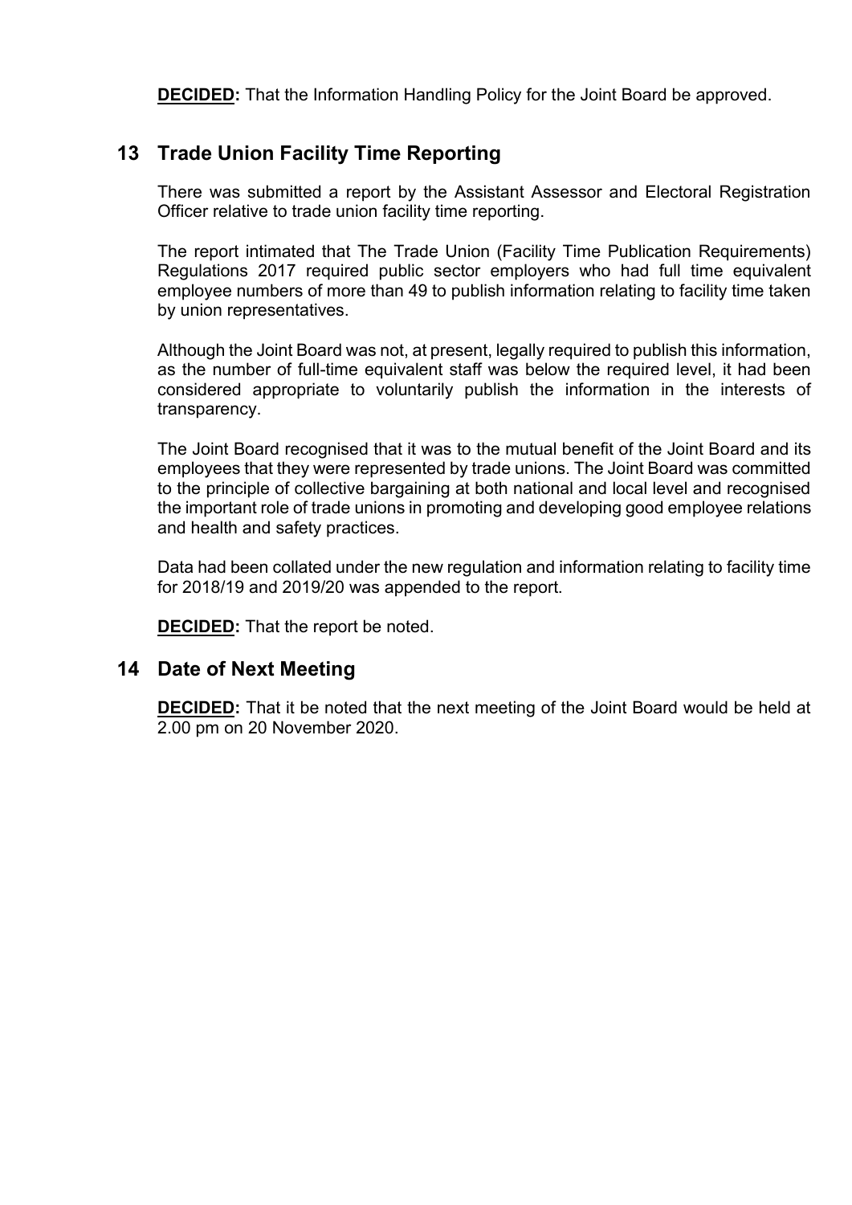**DECIDED:** That the Information Handling Policy for the Joint Board be approved.

## 13 Trade Union Facility Time Reporting

There was submitted a report by the Assistant Assessor and Electoral Registration Officer relative to trade union facility time reporting.

The report intimated that The Trade Union (Facility Time Publication Requirements) Regulations 2017 required public sector employers who had full time equivalent employee numbers of more than 49 to publish information relating to facility time taken by union representatives.

Although the Joint Board was not, at present, legally required to publish this information, as the number of full-time equivalent staff was below the required level, it had been considered appropriate to voluntarily publish the information in the interests of transparency.

The Joint Board recognised that it was to the mutual benefit of the Joint Board and its employees that they were represented by trade unions. The Joint Board was committed to the principle of collective bargaining at both national and local level and recognised the important role of trade unions in promoting and developing good employee relations and health and safety practices.

Data had been collated under the new regulation and information relating to facility time for 2018/19 and 2019/20 was appended to the report.

**DECIDED:** That the report be noted.

## 14 Date of Next Meeting

**DECIDED:** That it be noted that the next meeting of the Joint Board would be held at 2.00 pm on 20 November 2020.